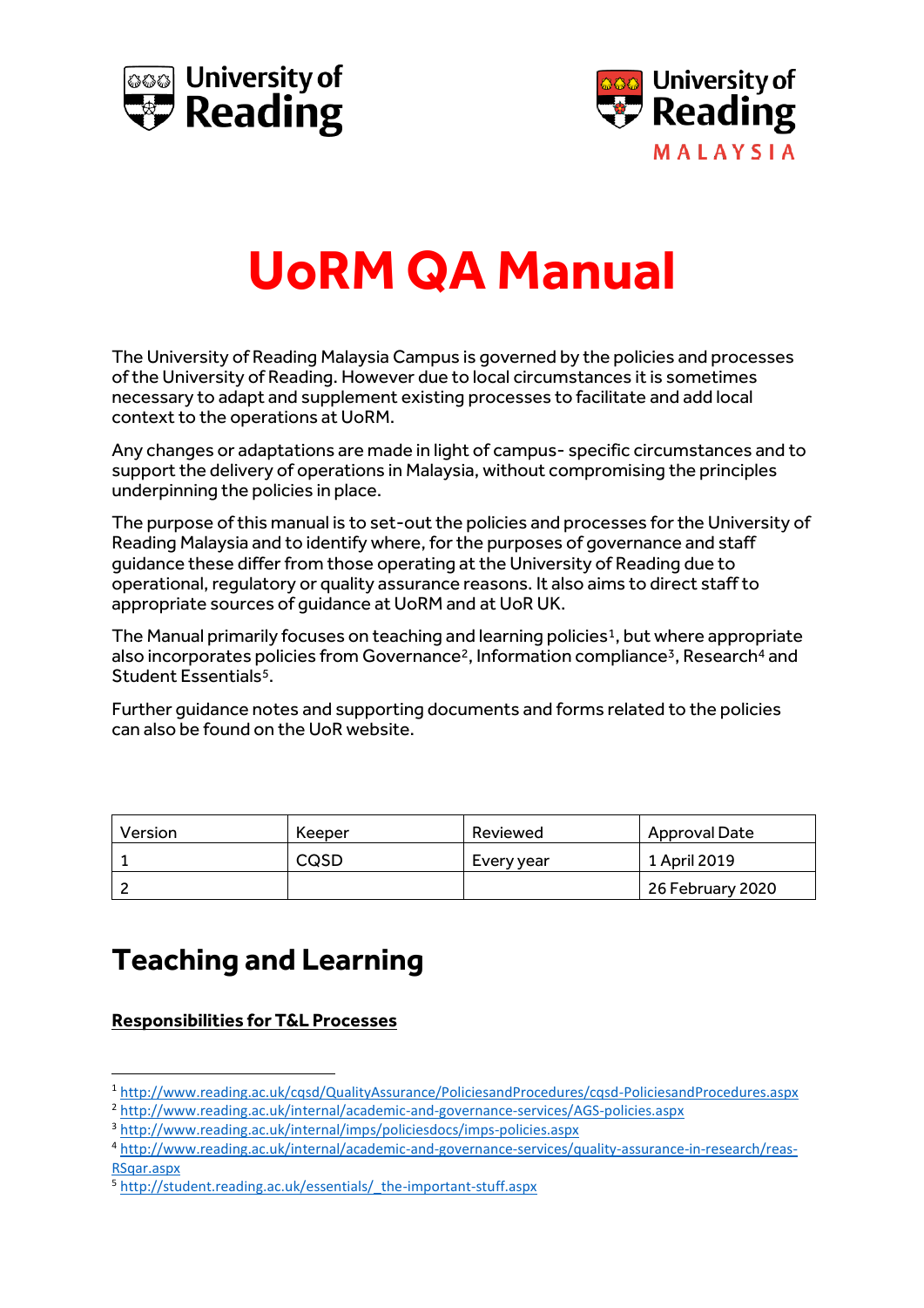# UoRM QA Manual

The University of Reading Malaysia Campus is governed by the policies and processes of the University of Reading. However due to local circumstances it is sometimes necessary to adapt and supplement existing processes to facilitate and add local context to the operations at UoRM.

Any changes or adaptations are made in light of campus- specific circumstances and to support the delivery of operations in Malaysia, without compromising the principles underpinning the policies in place.

The purpose of this manual is to set-out the policies and processes for the University of Reading Malaysia and to identify where, for the purposes of governance and staff guidance these differ from those operating at the University of Reading due to operational, regulatory or quality assurance reasons. It also aims to direct staff to appropriate sources of guidance at UoRM and at UoR UK.

The Manual primarily focuses on teaching and learning policies[1], but where appropriate also incorporates policies from Governance[2], Information compliance[3], Research[4] and Student Essentials[5].

Further guidance notes and supporting documents and forms related to the policies can also be found on the UoR website.

| Version | Keeper | Reviewed | Approval Date |
|---|---|---|---|
| 1 | CQSD | Every year | 1 April 2019 |
| 2 | | | 26 February 2020 |

## Teaching and Learning

**Responsibilities for T&L Processes**

[1] http://www.reading.ac.uk/cqsd/QualityAssurance/PoliciesandProcedures/cqsd-PoliciesandProcedures.aspx

[2] http://www.reading.ac.uk/internal/academic-and-governance-services/AGS-policies.aspx

[3] http://www.reading.ac.uk/internal/imps/policiesdocs/imps-policies.aspx

[4] http://www.reading.ac.uk/internal/academic-and-governance-services/quality-assurance-in-research/reas-RSqar.aspx

[5] http://student.reading.ac.uk/essentials/_the-important-stuff.aspx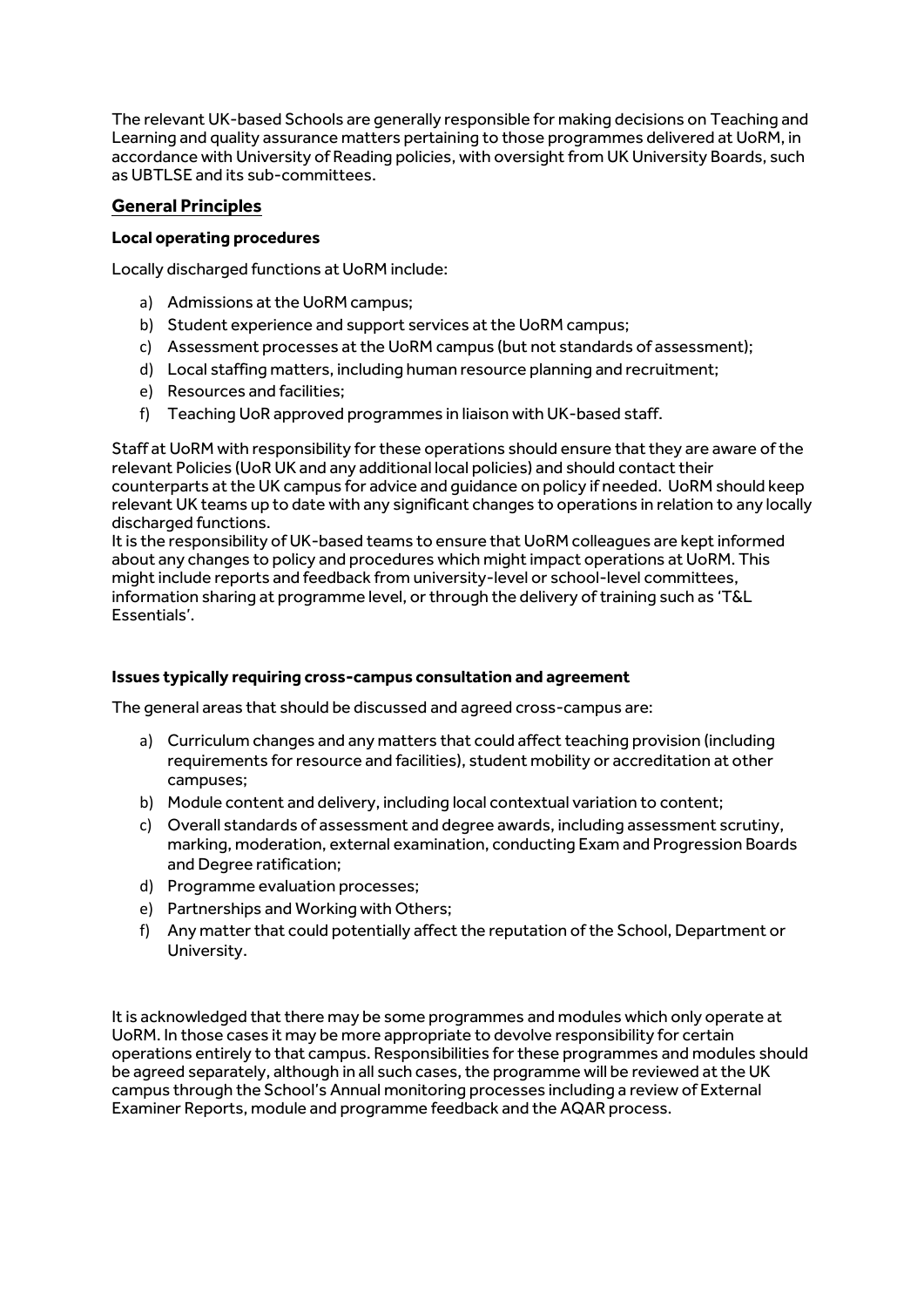The relevant UK-based Schools are generally responsible for making decisions on Teaching and Learning and quality assurance matters pertaining to those programmes delivered at UoRM, in accordance with University of Reading policies, with oversight from UK University Boards, such as UBTLSE and its sub-committees.

## General Principles

### Local operating procedures

Locally discharged functions at UoRM include:

a) Admissions at the UoRM campus;
b) Student experience and support services at the UoRM campus;
c) Assessment processes at the UoRM campus (but not standards of assessment);
d) Local staffing matters, including human resource planning and recruitment;
e) Resources and facilities;
f) Teaching UoR approved programmes in liaison with UK-based staff.

Staff at UoRM with responsibility for these operations should ensure that they are aware of the relevant Policies (UoR UK and any additional local policies) and should contact their counterparts at the UK campus for advice and guidance on policy if needed. UoRM should keep relevant UK teams up to date with any significant changes to operations in relation to any locally discharged functions.
It is the responsibility of UK-based teams to ensure that UoRM colleagues are kept informed about any changes to policy and procedures which might impact operations at UoRM. This might include reports and feedback from university-level or school-level committees, information sharing at programme level, or through the delivery of training such as 'T&L Essentials'.

### Issues typically requiring cross-campus consultation and agreement

The general areas that should be discussed and agreed cross-campus are:

a) Curriculum changes and any matters that could affect teaching provision (including requirements for resource and facilities), student mobility or accreditation at other campuses;
b) Module content and delivery, including local contextual variation to content;
c) Overall standards of assessment and degree awards, including assessment scrutiny, marking, moderation, external examination, conducting Exam and Progression Boards and Degree ratification;
d) Programme evaluation processes;
e) Partnerships and Working with Others;
f) Any matter that could potentially affect the reputation of the School, Department or University.

It is acknowledged that there may be some programmes and modules which only operate at UoRM. In those cases it may be more appropriate to devolve responsibility for certain operations entirely to that campus. Responsibilities for these programmes and modules should be agreed separately, although in all such cases, the programme will be reviewed at the UK campus through the School's Annual monitoring processes including a review of External Examiner Reports, module and programme feedback and the AQAR process.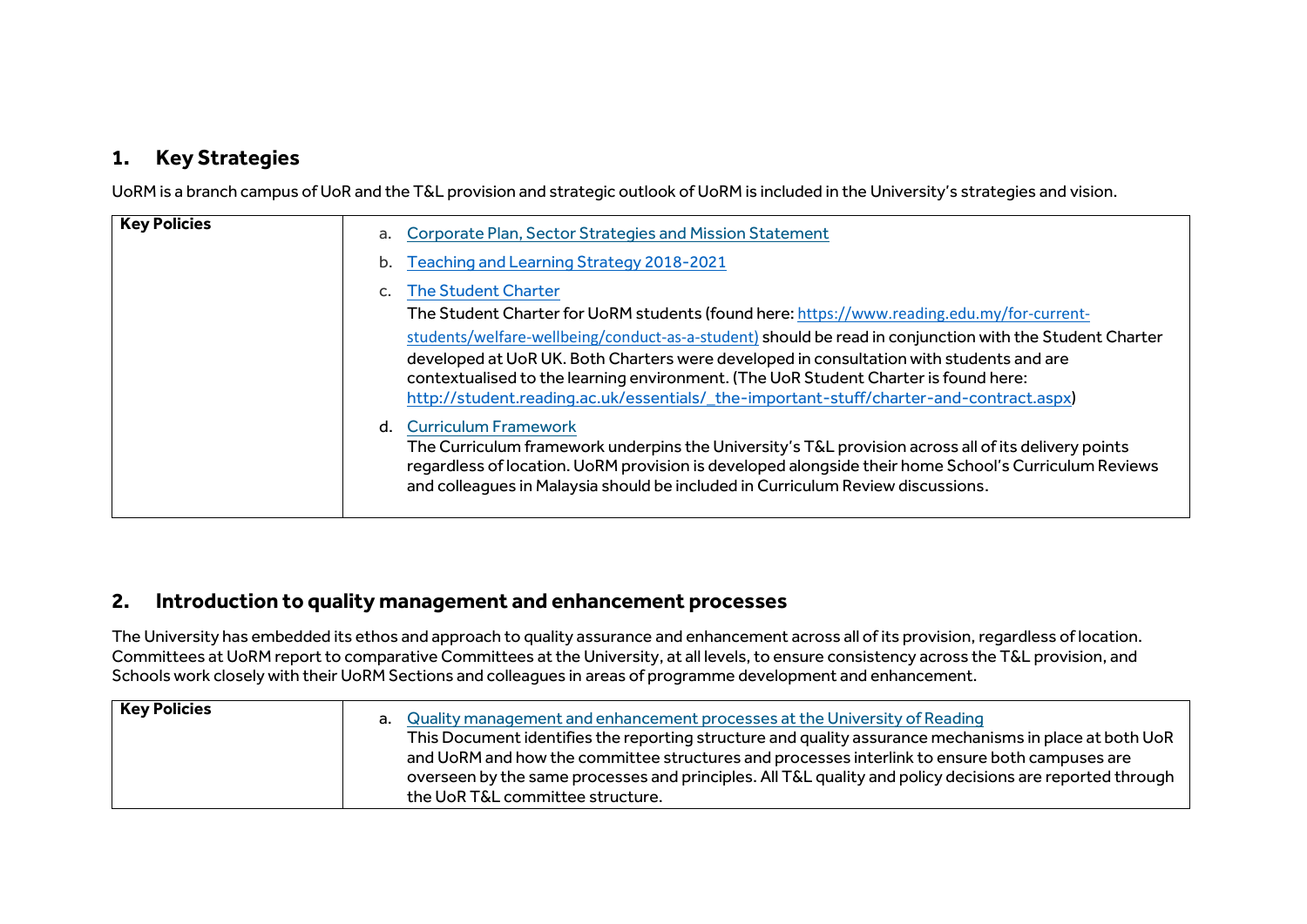## 1. Key Strategies

UoRM is a branch campus of UoR and the T&L provision and strategic outlook of UoRM is included in the University's strategies and vision.

| Key Policies | |
|---|---|
| | a. Corporate Plan, Sector Strategies and Mission Statement<br><br>b. Teaching and Learning Strategy 2018-2021<br><br>c. The Student Charter<br>The Student Charter for UoRM students (found here: https://www.reading.edu.my/for-current-students/welfare-wellbeing/conduct-as-a-student) should be read in conjunction with the Student Charter developed at UoR UK. Both Charters were developed in consultation with students and are contextualised to the learning environment. (The UoR Student Charter is found here: http://student.reading.ac.uk/essentials/_the-important-stuff/charter-and-contract.aspx)<br><br>d. Curriculum Framework<br>The Curriculum framework underpins the University's T&L provision across all of its delivery points regardless of location. UoRM provision is developed alongside their home School's Curriculum Reviews and colleagues in Malaysia should be included in Curriculum Review discussions. |

## 2. Introduction to quality management and enhancement processes

The University has embedded its ethos and approach to quality assurance and enhancement across all of its provision, regardless of location. Committees at UoRM report to comparative Committees at the University, at all levels, to ensure consistency across the T&L provision, and Schools work closely with their UoRM Sections and colleagues in areas of programme development and enhancement.

| Key Policies | |
|---|---|
| | a. Quality management and enhancement processes at the University of Reading<br>This Document identifies the reporting structure and quality assurance mechanisms in place at both UoR and UoRM and how the committee structures and processes interlink to ensure both campuses are overseen by the same processes and principles. All T&L quality and policy decisions are reported through the UoR T&L committee structure. |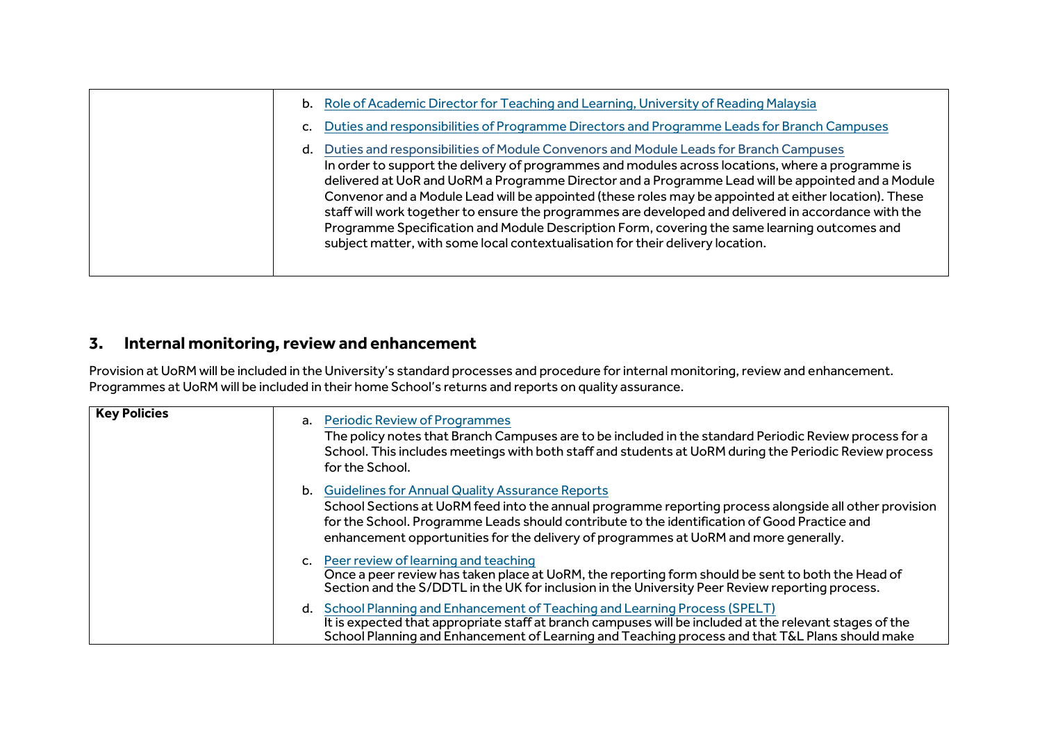| | b. Role of Academic Director for Teaching and Learning, University of Reading Malaysia<br><br>c. Duties and responsibilities of Programme Directors and Programme Leads for Branch Campuses<br><br>d. Duties and responsibilities of Module Convenors and Module Leads for Branch Campuses<br>In order to support the delivery of programmes and modules across locations, where a programme is delivered at UoR and UoRM a Programme Director and a Programme Lead will be appointed and a Module Convenor and a Module Lead will be appointed (these roles may be appointed at either location). These staff will work together to ensure the programmes are developed and delivered in accordance with the Programme Specification and Module Description Form, covering the same learning outcomes and subject matter, with some local contextualisation for their delivery location. |
|---|---|

## 3. Internal monitoring, review and enhancement

Provision at UoRM will be included in the University's standard processes and procedure for internal monitoring, review and enhancement. Programmes at UoRM will be included in their home School's returns and reports on quality assurance.

| **Key Policies** | a. Periodic Review of Programmes<br>The policy notes that Branch Campuses are to be included in the standard Periodic Review process for a School. This includes meetings with both staff and students at UoRM during the Periodic Review process for the School.<br><br>b. Guidelines for Annual Quality Assurance Reports<br>School Sections at UoRM feed into the annual programme reporting process alongside all other provision for the School. Programme Leads should contribute to the identification of Good Practice and enhancement opportunities for the delivery of programmes at UoRM and more generally.<br><br>c. Peer review of learning and teaching<br>Once a peer review has taken place at UoRM, the reporting form should be sent to both the Head of Section and the S/DDTL in the UK for inclusion in the University Peer Review reporting process.<br><br>d. School Planning and Enhancement of Teaching and Learning Process (SPELT)<br>It is expected that appropriate staff at branch campuses will be included at the relevant stages of the School Planning and Enhancement of Learning and Teaching process and that T&L Plans should make |
|---|---|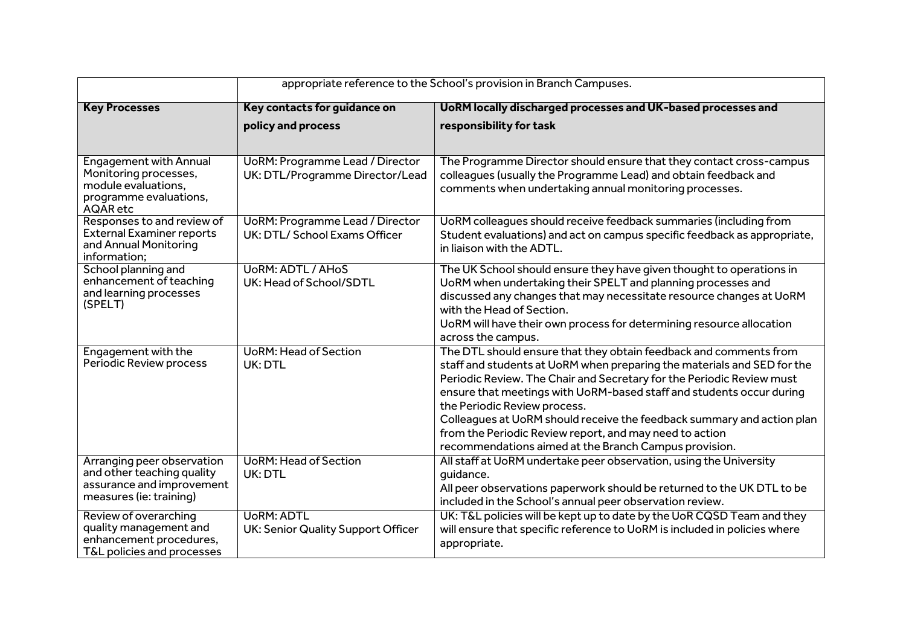| | appropriate reference to the School's provision in Branch Campuses. | |
|---|---|---|
| **Key Processes** | **Key contacts for guidance on policy and process** | **UoRM locally discharged processes and UK-based processes and responsibility for task** |
| Engagement with Annual Monitoring processes, module evaluations, programme evaluations, AQAR etc | UoRM: Programme Lead / Director<br>UK: DTL/Programme Director/Lead | The Programme Director should ensure that they contact cross-campus colleagues (usually the Programme Lead) and obtain feedback and comments when undertaking annual monitoring processes. |
| Responses to and review of External Examiner reports and Annual Monitoring information; | UoRM: Programme Lead / Director<br>UK: DTL/ School Exams Officer | UoRM colleagues should receive feedback summaries (including from Student evaluations) and act on campus specific feedback as appropriate, in liaison with the ADTL. |
| School planning and enhancement of teaching and learning processes (SPELT) | UoRM: ADTL / AHoS<br>UK: Head of School/SDTL | The UK School should ensure they have given thought to operations in UoRM when undertaking their SPELT and planning processes and discussed any changes that may necessitate resource changes at UoRM with the Head of Section.<br>UoRM will have their own process for determining resource allocation across the campus. |
| Engagement with the Periodic Review process | UoRM: Head of Section<br>UK: DTL | The DTL should ensure that they obtain feedback and comments from staff and students at UoRM when preparing the materials and SED for the Periodic Review. The Chair and Secretary for the Periodic Review must ensure that meetings with UoRM-based staff and students occur during the Periodic Review process.<br>Colleagues at UoRM should receive the feedback summary and action plan from the Periodic Review report, and may need to action recommendations aimed at the Branch Campus provision. |
| Arranging peer observation and other teaching quality assurance and improvement measures (ie: training) | UoRM: Head of Section<br>UK: DTL | All staff at UoRM undertake peer observation, using the University guidance.<br>All peer observations paperwork should be returned to the UK DTL to be included in the School's annual peer observation review. |
| Review of overarching quality management and enhancement procedures, T&L policies and processes | UoRM: ADTL<br>UK: Senior Quality Support Officer | UK: T&L policies will be kept up to date by the UoR CQSD Team and they will ensure that specific reference to UoRM is included in policies where appropriate. |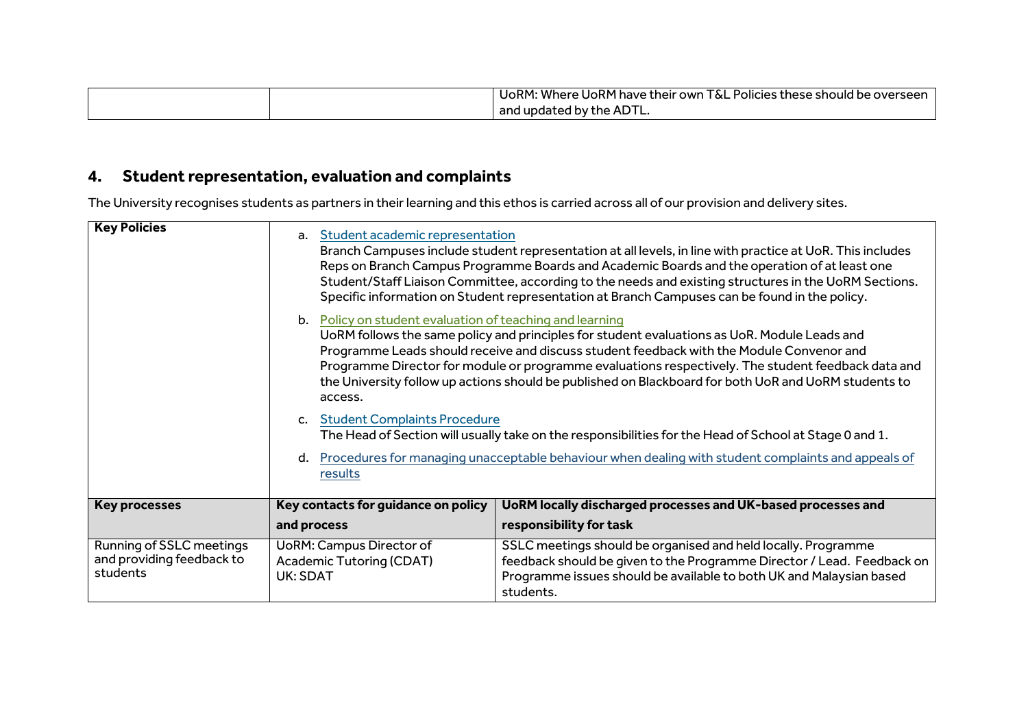| | | UoRM: Where UoRM have their own T&L Policies these should be overseen and updated by the ADTL. |
|---|---|---|

## 4. Student representation, evaluation and complaints

The University recognises students as partners in their learning and this ethos is carried across all of our provision and delivery sites.

| Key Policies | a. Student academic representation<br>Branch Campuses include student representation at all levels, in line with practice at UoR. This includes Reps on Branch Campus Programme Boards and Academic Boards and the operation of at least one Student/Staff Liaison Committee, according to the needs and existing structures in the UoRM Sections. Specific information on Student representation at Branch Campuses can be found in the policy.<br><br>b. Policy on student evaluation of teaching and learning<br>UoRM follows the same policy and principles for student evaluations as UoR. Module Leads and Programme Leads should receive and discuss student feedback with the Module Convenor and Programme Director for module or programme evaluations respectively. The student feedback data and the University follow up actions should be published on Blackboard for both UoR and UoRM students to access.<br><br>c. Student Complaints Procedure<br>The Head of Section will usually take on the responsibilities for the Head of School at Stage 0 and 1.<br><br>d. Procedures for managing unacceptable behaviour when dealing with student complaints and appeals of results | |
|---|---|---|
| **Key processes** | **Key contacts for guidance on policy and process** | **UoRM locally discharged processes and UK-based processes and responsibility for task** |
| Running of SSLC meetings and providing feedback to students | UoRM: Campus Director of Academic Tutoring (CDAT)<br>UK: SDAT | SSLC meetings should be organised and held locally. Programme feedback should be given to the Programme Director / Lead. Feedback on Programme issues should be available to both UK and Malaysian based students. |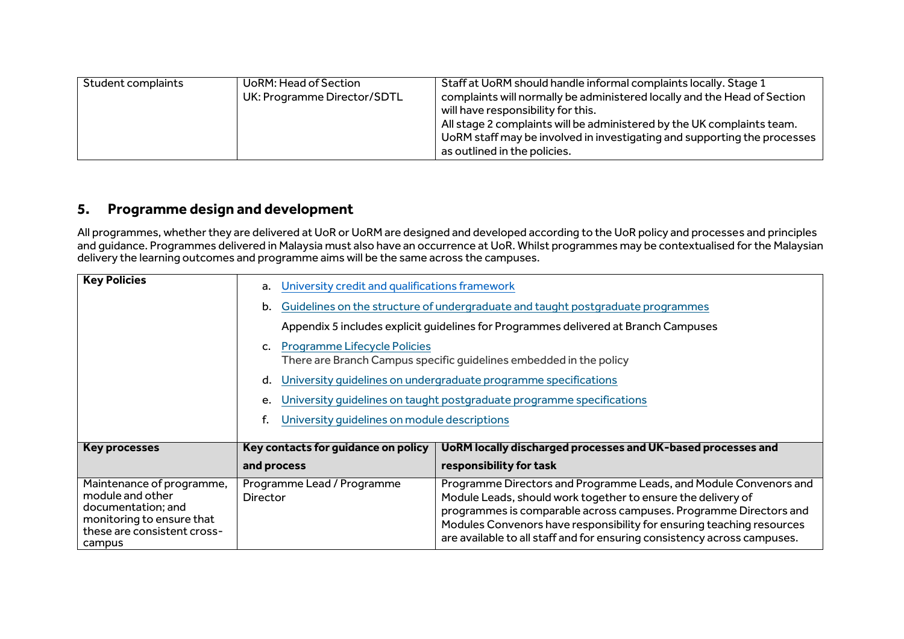| Student complaints | UoRM: Head of Section<br>UK: Programme Director/SDTL | Staff at UoRM should handle informal complaints locally. Stage 1 complaints will normally be administered locally and the Head of Section will have responsibility for this.<br>All stage 2 complaints will be administered by the UK complaints team. UoRM staff may be involved in investigating and supporting the processes as outlined in the policies. |
|---|---|---|

## 5. Programme design and development

All programmes, whether they are delivered at UoR or UoRM are designed and developed according to the UoR policy and processes and principles and guidance. Programmes delivered in Malaysia must also have an occurrence at UoR. Whilst programmes may be contextualised for the Malaysian delivery the learning outcomes and programme aims will be the same across the campuses.

| **Key Policies** | a. University credit and qualifications framework<br>b. Guidelines on the structure of undergraduate and taught postgraduate programmes<br>Appendix 5 includes explicit guidelines for Programmes delivered at Branch Campuses<br>c. Programme Lifecycle Policies<br>There are Branch Campus specific guidelines embedded in the policy<br>d. University guidelines on undergraduate programme specifications<br>e. University guidelines on taught postgraduate programme specifications<br>f. University guidelines on module descriptions | |
|---|---|---|
| **Key processes** | **Key contacts for guidance on policy and process** | **UoRM locally discharged processes and UK-based processes and responsibility for task** |
| Maintenance of programme, module and other documentation; and monitoring to ensure that these are consistent cross-campus | Programme Lead / Programme Director | Programme Directors and Programme Leads, and Module Convenors and Module Leads, should work together to ensure the delivery of programmes is comparable across campuses. Programme Directors and Modules Convenors have responsibility for ensuring teaching resources are available to all staff and for ensuring consistency across campuses. |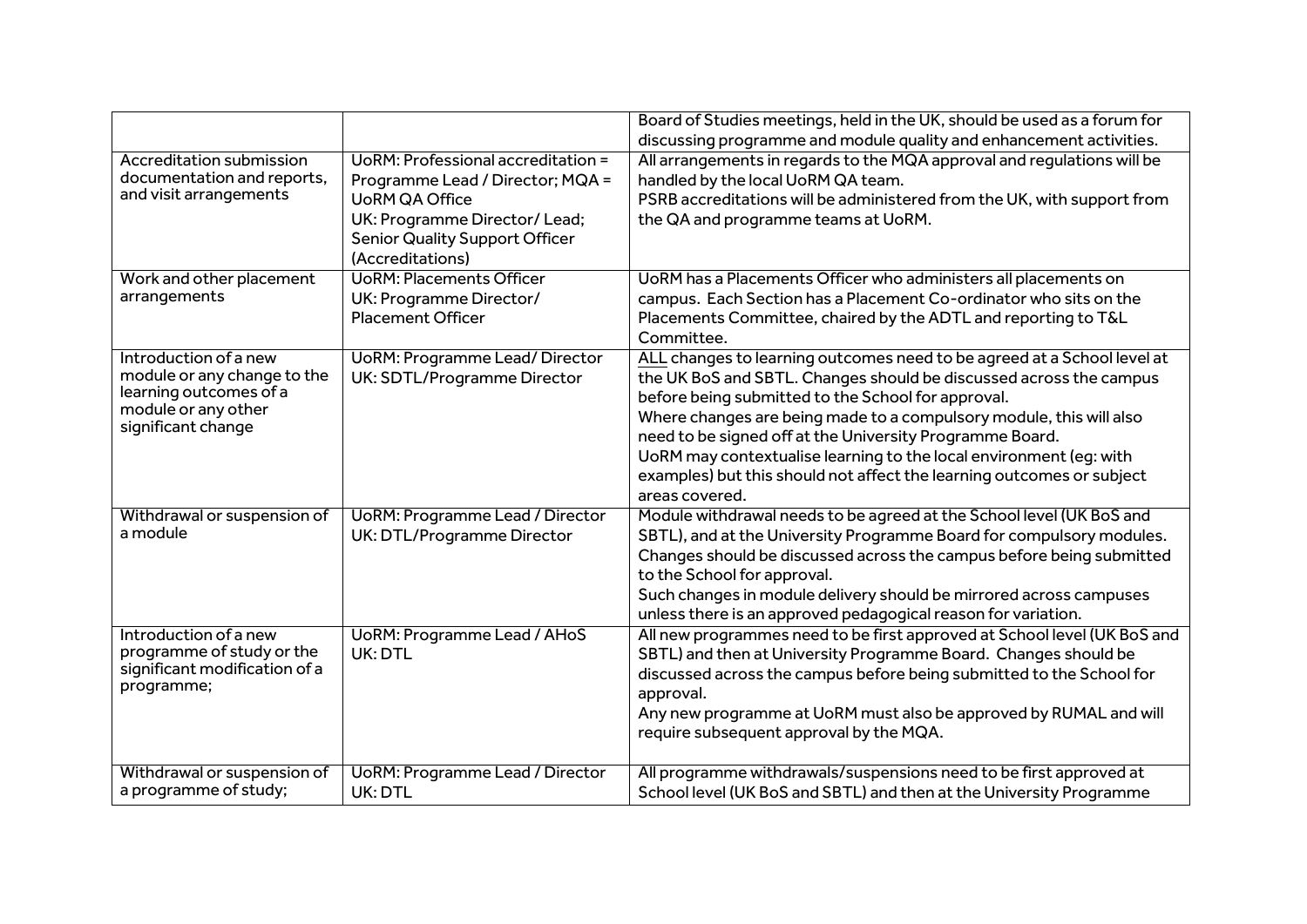| | | |
|---|---|---|
| | | Board of Studies meetings, held in the UK, should be used as a forum for discussing programme and module quality and enhancement activities. |
| Accreditation submission documentation and reports, and visit arrangements | UoRM: Professional accreditation = Programme Lead / Director; MQA = UoRM QA Office<br>UK: Programme Director/ Lead; Senior Quality Support Officer (Accreditations) | All arrangements in regards to the MQA approval and regulations will be handled by the local UoRM QA team.<br>PSRB accreditations will be administered from the UK, with support from the QA and programme teams at UoRM. |
| Work and other placement arrangements | UoRM: Placements Officer<br>UK: Programme Director/ Placement Officer | UoRM has a Placements Officer who administers all placements on campus. Each Section has a Placement Co-ordinator who sits on the Placements Committee, chaired by the ADTL and reporting to T&L Committee. |
| Introduction of a new module or any change to the learning outcomes of a module or any other significant change | UoRM: Programme Lead/ Director<br>UK: SDTL/Programme Director | ALL changes to learning outcomes need to be agreed at a School level at the UK BoS and SBTL. Changes should be discussed across the campus before being submitted to the School for approval.<br>Where changes are being made to a compulsory module, this will also need to be signed off at the University Programme Board.<br>UoRM may contextualise learning to the local environment (eg: with examples) but this should not affect the learning outcomes or subject areas covered. |
| Withdrawal or suspension of a module | UoRM: Programme Lead / Director<br>UK: DTL/Programme Director | Module withdrawal needs to be agreed at the School level (UK BoS and SBTL), and at the University Programme Board for compulsory modules. Changes should be discussed across the campus before being submitted to the School for approval.<br>Such changes in module delivery should be mirrored across campuses unless there is an approved pedagogical reason for variation. |
| Introduction of a new programme of study or the significant modification of a programme; | UoRM: Programme Lead / AHoS<br>UK: DTL | All new programmes need to be first approved at School level (UK BoS and SBTL) and then at University Programme Board. Changes should be discussed across the campus before being submitted to the School for approval.<br>Any new programme at UoRM must also be approved by RUMAL and will require subsequent approval by the MQA. |
| Withdrawal or suspension of a programme of study; | UoRM: Programme Lead / Director<br>UK: DTL | All programme withdrawals/suspensions need to be first approved at School level (UK BoS and SBTL) and then at the University Programme |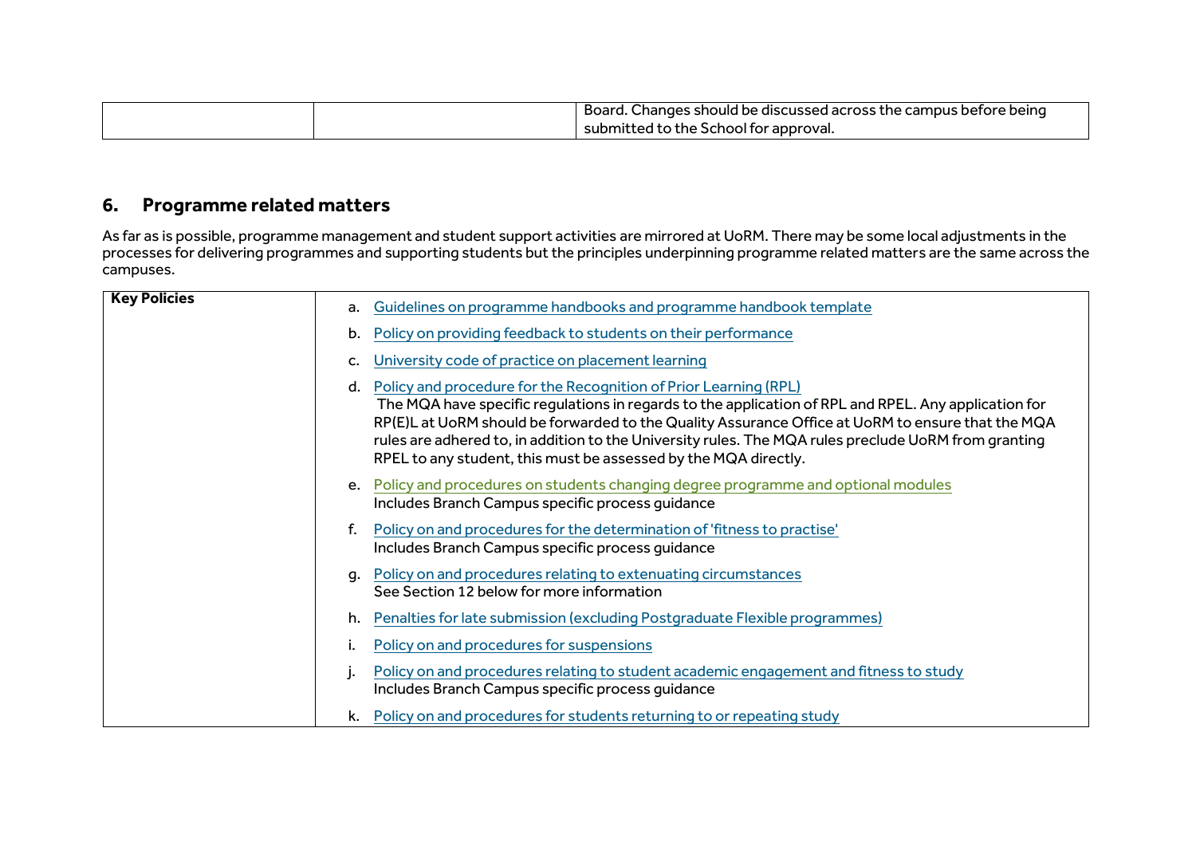| | | Board. Changes should be discussed across the campus before being submitted to the School for approval. |
|---|---|---|

## 6. Programme related matters

As far as is possible, programme management and student support activities are mirrored at UoRM. There may be some local adjustments in the processes for delivering programmes and supporting students but the principles underpinning programme related matters are the same across the campuses.

| **Key Policies** | a. Guidelines on programme handbooks and programme handbook template<br>b. Policy on providing feedback to students on their performance<br>c. University code of practice on placement learning<br>d. Policy and procedure for the Recognition of Prior Learning (RPL)<br>The MQA have specific regulations in regards to the application of RPL and RPEL. Any application for RP(E)L at UoRM should be forwarded to the Quality Assurance Office at UoRM to ensure that the MQA rules are adhered to, in addition to the University rules. The MQA rules preclude UoRM from granting RPEL to any student, this must be assessed by the MQA directly.<br>e. Policy and procedures on students changing degree programme and optional modules<br>Includes Branch Campus specific process guidance<br>f. Policy on and procedures for the determination of 'fitness to practise'<br>Includes Branch Campus specific process guidance<br>g. Policy on and procedures relating to extenuating circumstances<br>See Section 12 below for more information<br>h. Penalties for late submission (excluding Postgraduate Flexible programmes)<br>i. Policy on and procedures for suspensions<br>j. Policy on and procedures relating to student academic engagement and fitness to study<br>Includes Branch Campus specific process guidance<br>k. Policy on and procedures for students returning to or repeating study |
|---|---|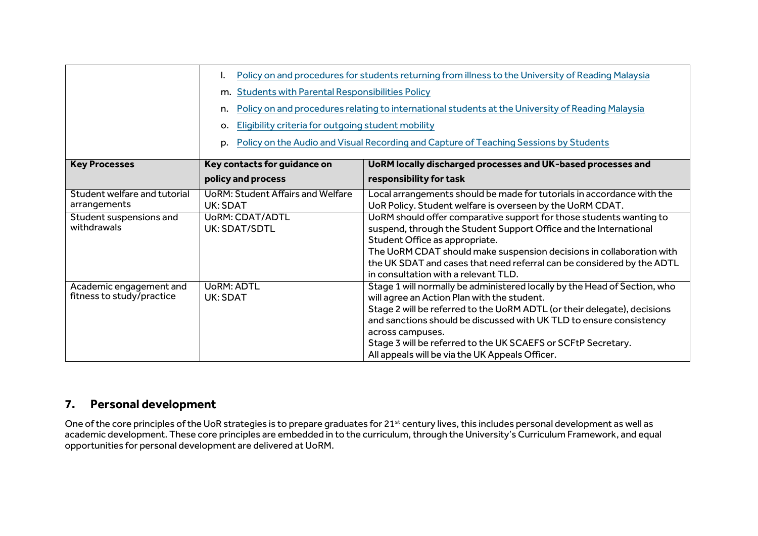| | | |
|---|---|---|
| | l. Policy on and procedures for students returning from illness to the University of Reading Malaysia<br>m. Students with Parental Responsibilities Policy<br>n. Policy on and procedures relating to international students at the University of Reading Malaysia<br>o. Eligibility criteria for outgoing student mobility<br>p. Policy on the Audio and Visual Recording and Capture of Teaching Sessions by Students | |
| **Key Processes** | **Key contacts for guidance on policy and process** | **UoRM locally discharged processes and UK-based processes and responsibility for task** |
| Student welfare and tutorial arrangements | UoRM: Student Affairs and Welfare<br>UK: SDAT | Local arrangements should be made for tutorials in accordance with the UoR Policy. Student welfare is overseen by the UoRM CDAT. |
| Student suspensions and withdrawals | UoRM: CDAT/ADTL<br>UK: SDAT/SDTL | UoRM should offer comparative support for those students wanting to suspend, through the Student Support Office and the International Student Office as appropriate.<br>The UoRM CDAT should make suspension decisions in collaboration with the UK SDAT and cases that need referral can be considered by the ADTL in consultation with a relevant TLD. |
| Academic engagement and fitness to study/practice | UoRM: ADTL<br>UK: SDAT | Stage 1 will normally be administered locally by the Head of Section, who will agree an Action Plan with the student.<br>Stage 2 will be referred to the UoRM ADTL (or their delegate), decisions and sanctions should be discussed with UK TLD to ensure consistency across campuses.<br>Stage 3 will be referred to the UK SCAEFS or SCFtP Secretary.<br>All appeals will be via the UK Appeals Officer. |

## 7. Personal development

One of the core principles of the UoR strategies is to prepare graduates for 21st century lives, this includes personal development as well as academic development. These core principles are embedded in to the curriculum, through the University's Curriculum Framework, and equal opportunities for personal development are delivered at UoRM.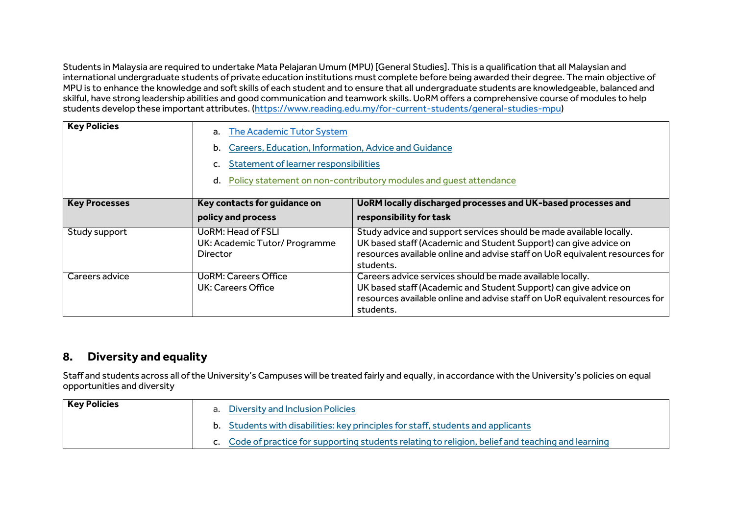Students in Malaysia are required to undertake Mata Pelajaran Umum (MPU) [General Studies]. This is a qualification that all Malaysian and international undergraduate students of private education institutions must complete before being awarded their degree. The main objective of MPU is to enhance the knowledge and soft skills of each student and to ensure that all undergraduate students are knowledgeable, balanced and skilful, have strong leadership abilities and good communication and teamwork skills. UoRM offers a comprehensive course of modules to help students develop these important attributes. (https://www.reading.edu.my/for-current-students/general-studies-mpu)

| **Key Policies** | a. The Academic Tutor System<br>b. Careers, Education, Information, Advice and Guidance<br>c. Statement of learner responsibilities<br>d. Policy statement on non-contributory modules and guest attendance | |
|---|---|---|
| **Key Processes** | **Key contacts for guidance on policy and process** | **UoRM locally discharged processes and UK-based processes and responsibility for task** |
| Study support | UoRM: Head of FSLI<br>UK: Academic Tutor/ Programme Director | Study advice and support services should be made available locally.<br>UK based staff (Academic and Student Support) can give advice on resources available online and advise staff on UoR equivalent resources for students. |
| Careers advice | UoRM: Careers Office<br>UK: Careers Office | Careers advice services should be made available locally.<br>UK based staff (Academic and Student Support) can give advice on resources available online and advise staff on UoR equivalent resources for students. |

## 8. Diversity and equality

Staff and students across all of the University's Campuses will be treated fairly and equally, in accordance with the University's policies on equal opportunities and diversity

| **Key Policies** | a. Diversity and Inclusion Policies<br>b. Students with disabilities: key principles for staff, students and applicants<br>c. Code of practice for supporting students relating to religion, belief and teaching and learning |
|---|---|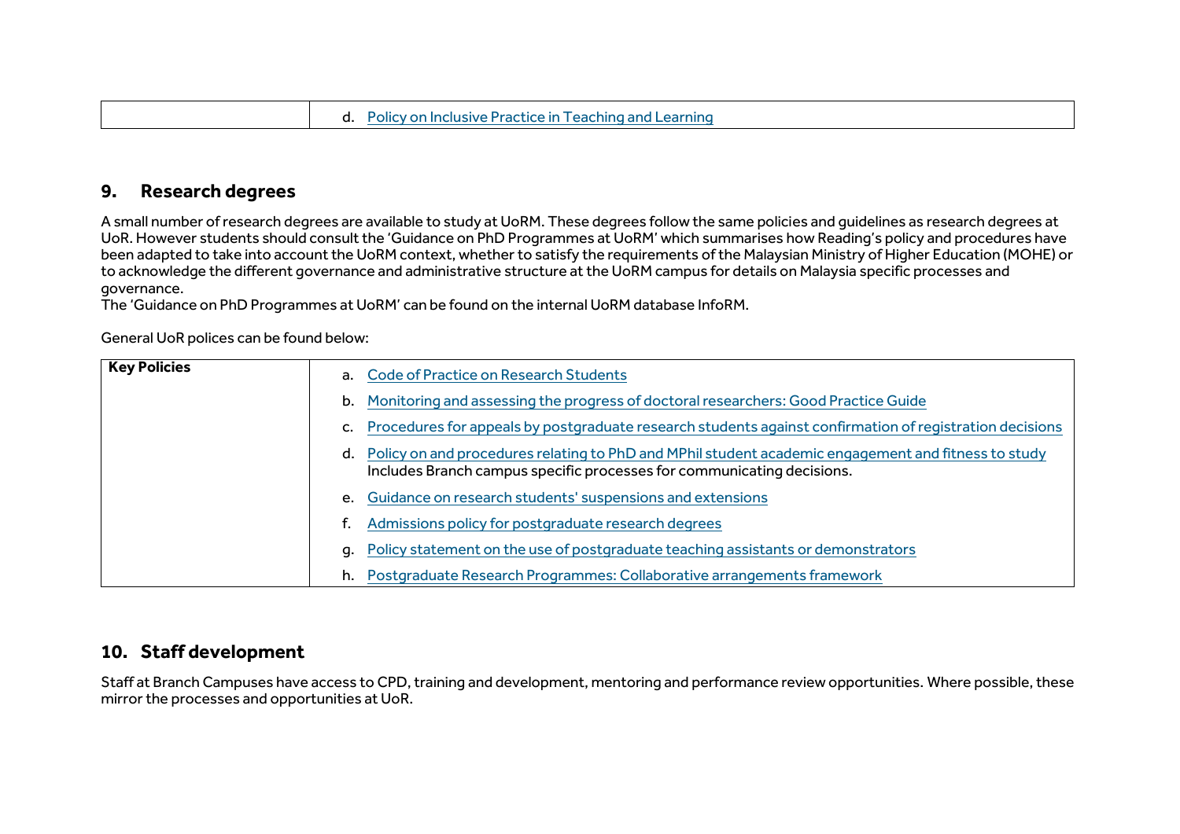| | |
|---|---|
| | d. Policy on Inclusive Practice in Teaching and Learning |

## 9. Research degrees

A small number of research degrees are available to study at UoRM. These degrees follow the same policies and guidelines as research degrees at UoR. However students should consult the 'Guidance on PhD Programmes at UoRM' which summarises how Reading's policy and procedures have been adapted to take into account the UoRM context, whether to satisfy the requirements of the Malaysian Ministry of Higher Education (MOHE) or to acknowledge the different governance and administrative structure at the UoRM campus for details on Malaysia specific processes and governance.
The 'Guidance on PhD Programmes at UoRM' can be found on the internal UoRM database InfoRM.

General UoR polices can be found below:

| **Key Policies** | a. Code of Practice on Research Students<br>b. Monitoring and assessing the progress of doctoral researchers: Good Practice Guide<br>c. Procedures for appeals by postgraduate research students against confirmation of registration decisions<br>d. Policy on and procedures relating to PhD and MPhil student academic engagement and fitness to study Includes Branch campus specific processes for communicating decisions.<br>e. Guidance on research students' suspensions and extensions<br>f. Admissions policy for postgraduate research degrees<br>g. Policy statement on the use of postgraduate teaching assistants or demonstrators<br>h. Postgraduate Research Programmes: Collaborative arrangements framework |
|---|---|

## 10. Staff development

Staff at Branch Campuses have access to CPD, training and development, mentoring and performance review opportunities. Where possible, these mirror the processes and opportunities at UoR.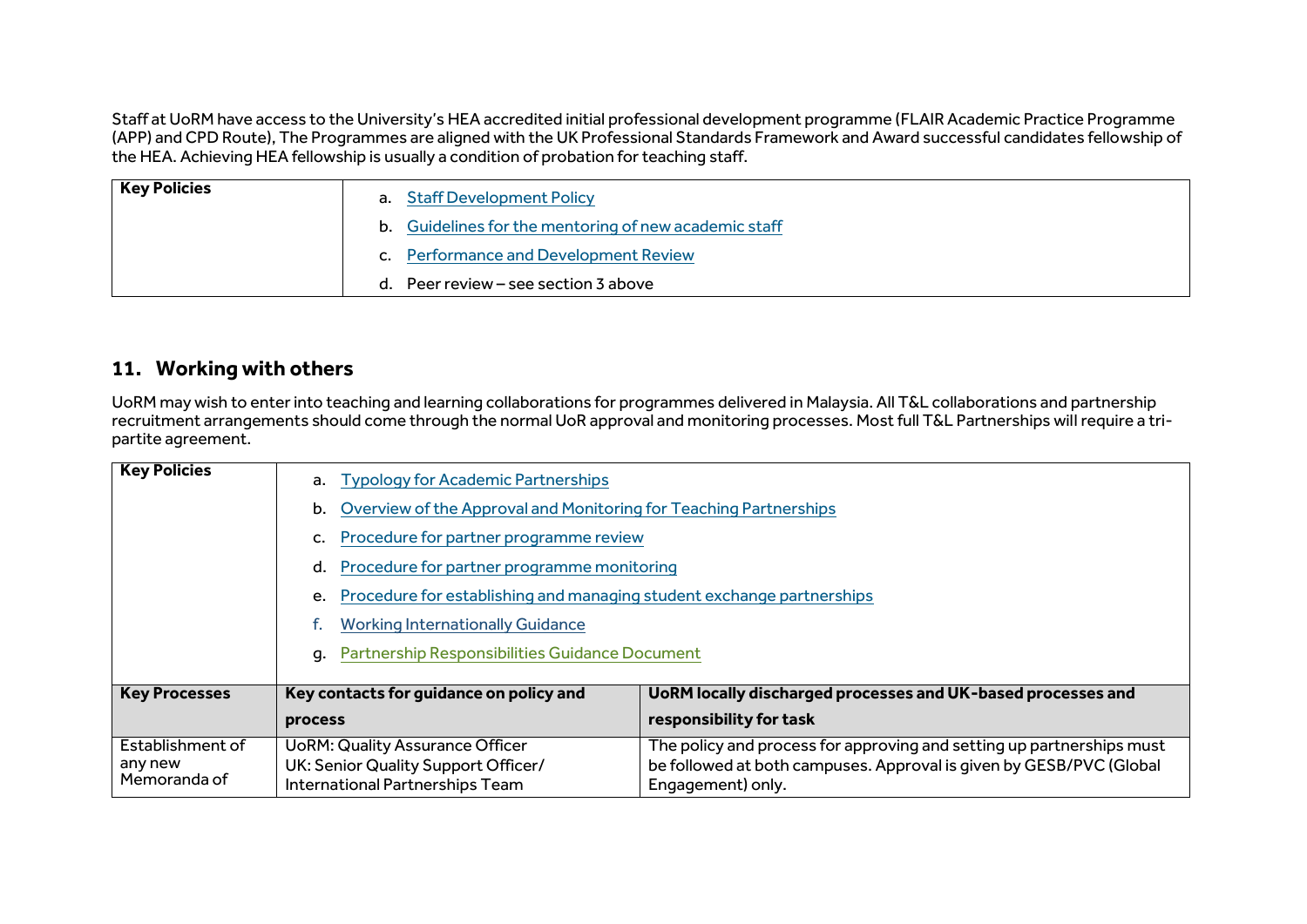Staff at UoRM have access to the University's HEA accredited initial professional development programme (FLAIR Academic Practice Programme (APP) and CPD Route), The Programmes are aligned with the UK Professional Standards Framework and Award successful candidates fellowship of the HEA. Achieving HEA fellowship is usually a condition of probation for teaching staff.

| Key Policies | a. Staff Development Policy<br>b. Guidelines for the mentoring of new academic staff<br>c. Performance and Development Review<br>d. Peer review – see section 3 above |
|---|---|

## 11. Working with others

UoRM may wish to enter into teaching and learning collaborations for programmes delivered in Malaysia. All T&L collaborations and partnership recruitment arrangements should come through the normal UoR approval and monitoring processes. Most full T&L Partnerships will require a tri-partite agreement.

| Key Policies | a. Typology for Academic Partnerships<br>b. Overview of the Approval and Monitoring for Teaching Partnerships<br>c. Procedure for partner programme review<br>d. Procedure for partner programme monitoring<br>e. Procedure for establishing and managing student exchange partnerships<br>f. Working Internationally Guidance<br>g. Partnership Responsibilities Guidance Document | |
|---|---|---|
| **Key Processes** | **Key contacts for guidance on policy and process** | **UoRM locally discharged processes and UK-based processes and responsibility for task** |
| Establishment of any new Memoranda of | UoRM: Quality Assurance Officer<br>UK: Senior Quality Support Officer/ International Partnerships Team | The policy and process for approving and setting up partnerships must be followed at both campuses. Approval is given by GESB/PVC (Global Engagement) only. |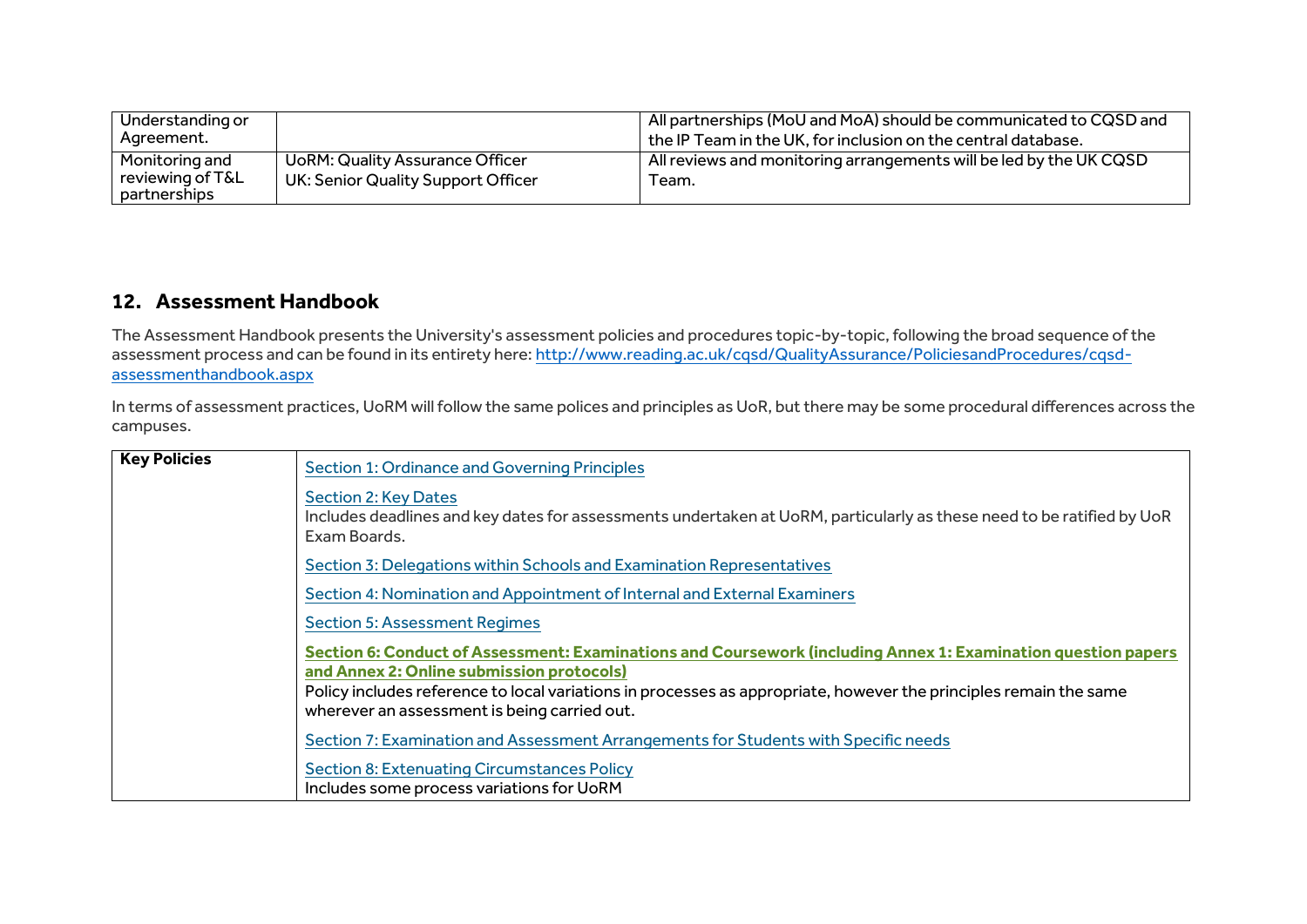| Understanding or Agreement. | | All partnerships (MoU and MoA) should be communicated to CQSD and the IP Team in the UK, for inclusion on the central database. |
|---|---|---|
| Monitoring and reviewing of T&L partnerships | UoRM: Quality Assurance Officer<br>UK: Senior Quality Support Officer | All reviews and monitoring arrangements will be led by the UK CQSD Team. |

## 12. Assessment Handbook

The Assessment Handbook presents the University's assessment policies and procedures topic-by-topic, following the broad sequence of the assessment process and can be found in its entirety here: [http://www.reading.ac.uk/cqsd/QualityAssurance/PoliciesandProcedures/cqsd-assessmenthandbook.aspx](http://www.reading.ac.uk/cqsd/QualityAssurance/PoliciesandProcedures/cqsd-assessmenthandbook.aspx)

In terms of assessment practices, UoRM will follow the same polices and principles as UoR, but there may be some procedural differences across the campuses.

| **Key Policies** | Section 1: Ordinance and Governing Principles<br><br>Section 2: Key Dates<br>Includes deadlines and key dates for assessments undertaken at UoRM, particularly as these need to be ratified by UoR Exam Boards.<br><br>Section 3: Delegations within Schools and Examination Representatives<br><br>Section 4: Nomination and Appointment of Internal and External Examiners<br><br>Section 5: Assessment Regimes<br><br>**Section 6: Conduct of Assessment: Examinations and Coursework (including Annex 1: Examination question papers and Annex 2: Online submission protocols)**<br>Policy includes reference to local variations in processes as appropriate, however the principles remain the same wherever an assessment is being carried out.<br><br>Section 7: Examination and Assessment Arrangements for Students with Specific needs<br><br>Section 8: Extenuating Circumstances Policy<br>Includes some process variations for UoRM |
|---|---|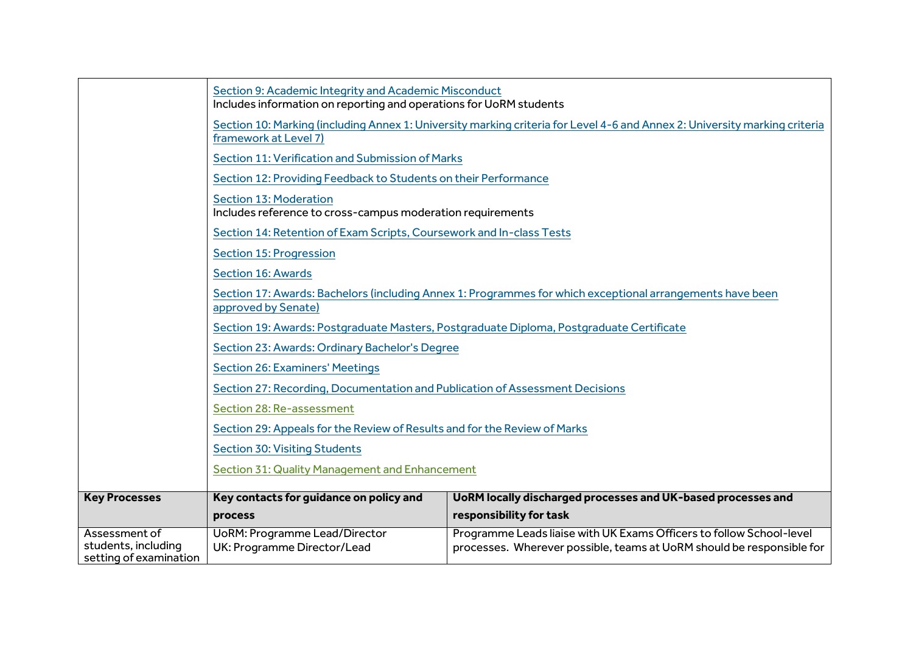| | | |
|---|---|---|
| | Section 9: Academic Integrity and Academic Misconduct<br>Includes information on reporting and operations for UoRM students<br><br>Section 10: Marking (including Annex 1: University marking criteria for Level 4-6 and Annex 2: University marking criteria framework at Level 7)<br><br>Section 11: Verification and Submission of Marks<br><br>Section 12: Providing Feedback to Students on their Performance<br><br>Section 13: Moderation<br>Includes reference to cross-campus moderation requirements<br><br>Section 14: Retention of Exam Scripts, Coursework and In-class Tests<br><br>Section 15: Progression<br><br>Section 16: Awards<br><br>Section 17: Awards: Bachelors (including Annex 1: Programmes for which exceptional arrangements have been approved by Senate)<br><br>Section 19: Awards: Postgraduate Masters, Postgraduate Diploma, Postgraduate Certificate<br><br>Section 23: Awards: Ordinary Bachelor's Degree<br><br>Section 26: Examiners' Meetings<br><br>Section 27: Recording, Documentation and Publication of Assessment Decisions<br><br>Section 28: Re-assessment<br><br>Section 29: Appeals for the Review of Results and for the Review of Marks<br><br>Section 30: Visiting Students<br><br>Section 31: Quality Management and Enhancement | |
| **Key Processes** | **Key contacts for guidance on policy and process** | **UoRM locally discharged processes and UK-based processes and responsibility for task** |
| Assessment of students, including setting of examination | UoRM: Programme Lead/Director<br>UK: Programme Director/Lead | Programme Leads liaise with UK Exams Officers to follow School-level processes. Wherever possible, teams at UoRM should be responsible for |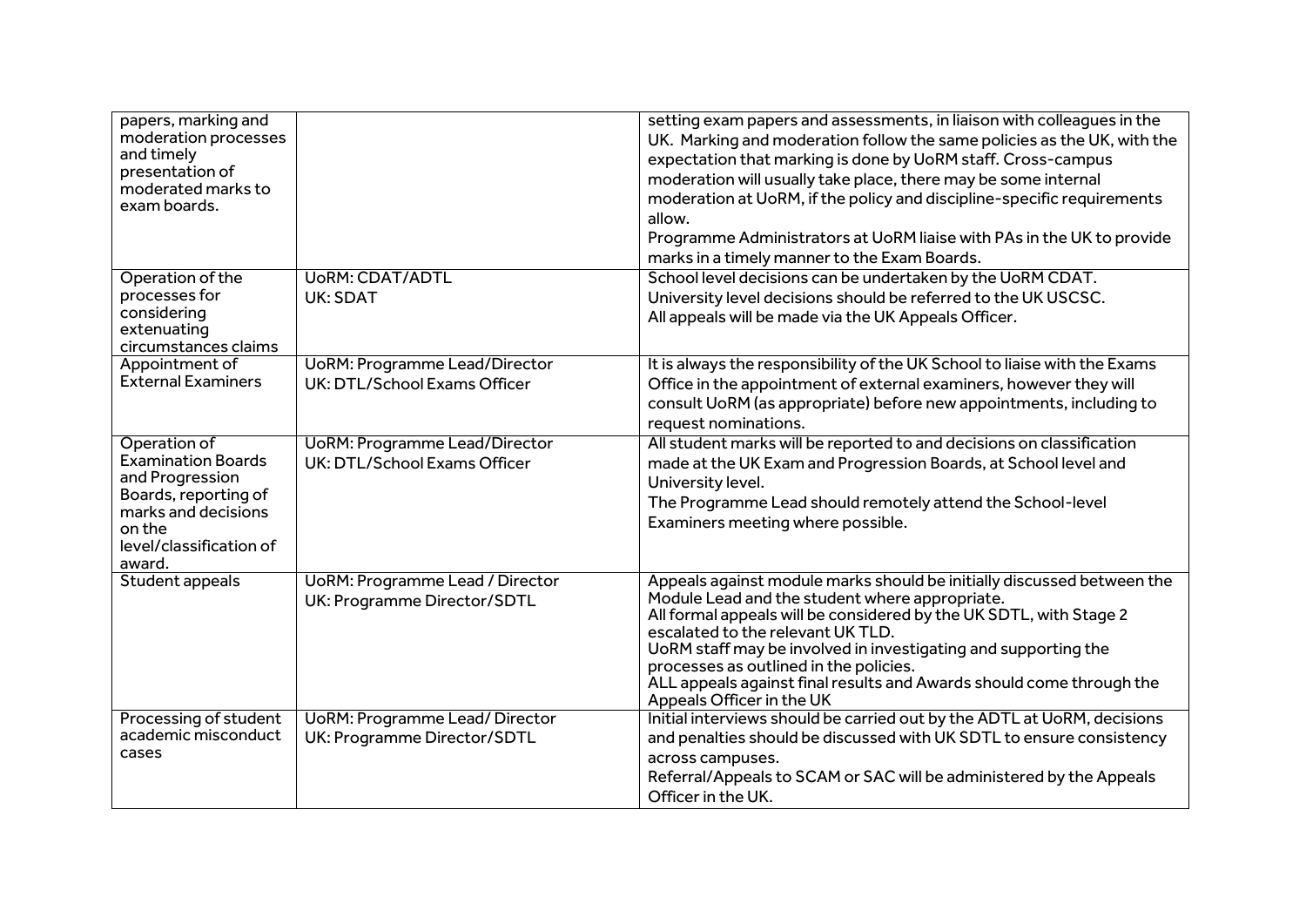| | | |
|---|---|---|
| papers, marking and moderation processes and timely presentation of moderated marks to exam boards. | | setting exam papers and assessments, in liaison with colleagues in the UK. Marking and moderation follow the same policies as the UK, with the expectation that marking is done by UoRM staff. Cross-campus moderation will usually take place, there may be some internal moderation at UoRM, if the policy and discipline-specific requirements allow.<br>Programme Administrators at UoRM liaise with PAs in the UK to provide marks in a timely manner to the Exam Boards. |
| Operation of the processes for considering extenuating circumstances claims | UoRM: CDAT/ADTL<br>UK: SDAT | School level decisions can be undertaken by the UoRM CDAT.<br>University level decisions should be referred to the UK USCSC.<br>All appeals will be made via the UK Appeals Officer. |
| Appointment of External Examiners | UoRM: Programme Lead/Director<br>UK: DTL/School Exams Officer | It is always the responsibility of the UK School to liaise with the Exams Office in the appointment of external examiners, however they will consult UoRM (as appropriate) before new appointments, including to request nominations. |
| Operation of Examination Boards and Progression Boards, reporting of marks and decisions on the level/classification of award. | UoRM: Programme Lead/Director<br>UK: DTL/School Exams Officer | All student marks will be reported to and decisions on classification made at the UK Exam and Progression Boards, at School level and University level.<br>The Programme Lead should remotely attend the School-level Examiners meeting where possible. |
| Student appeals | UoRM: Programme Lead / Director<br>UK: Programme Director/SDTL | Appeals against module marks should be initially discussed between the Module Lead and the student where appropriate.<br>All formal appeals will be considered by the UK SDTL, with Stage 2 escalated to the relevant UK TLD.<br>UoRM staff may be involved in investigating and supporting the processes as outlined in the policies.<br>ALL appeals against final results and Awards should come through the Appeals Officer in the UK |
| Processing of student academic misconduct cases | UoRM: Programme Lead/ Director<br>UK: Programme Director/SDTL | Initial interviews should be carried out by the ADTL at UoRM, decisions and penalties should be discussed with UK SDTL to ensure consistency across campuses.<br>Referral/Appeals to SCAM or SAC will be administered by the Appeals Officer in the UK. |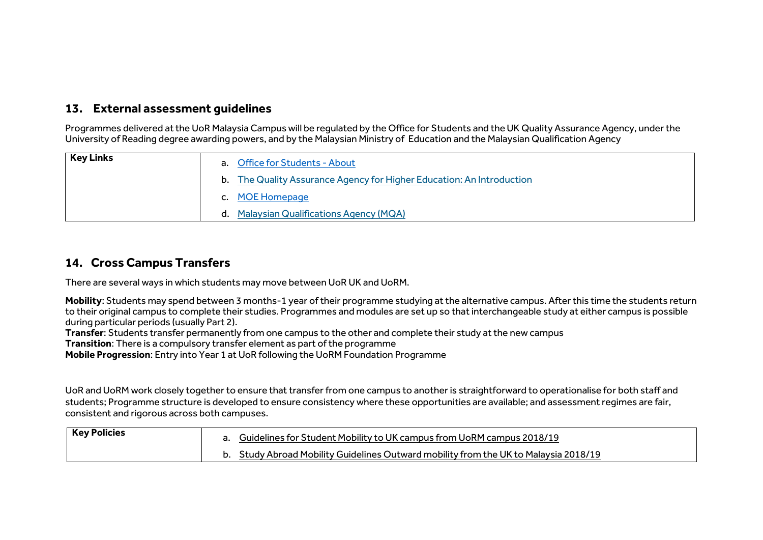## 13. External assessment guidelines

Programmes delivered at the UoR Malaysia Campus will be regulated by the Office for Students and the UK Quality Assurance Agency, under the University of Reading degree awarding powers, and by the Malaysian Ministry of Education and the Malaysian Qualification Agency

| Key Links | |
|---|---|
| | a. Office for Students - About |
| | b. The Quality Assurance Agency for Higher Education: An Introduction |
| | c. MOE Homepage |
| | d. Malaysian Qualifications Agency (MQA) |

## 14. Cross Campus Transfers

There are several ways in which students may move between UoR UK and UoRM.

**Mobility**: Students may spend between 3 months-1 year of their programme studying at the alternative campus. After this time the students return to their original campus to complete their studies. Programmes and modules are set up so that interchangeable study at either campus is possible during particular periods (usually Part 2).
**Transfer**: Students transfer permanently from one campus to the other and complete their study at the new campus
**Transition**: There is a compulsory transfer element as part of the programme
**Mobile Progression**: Entry into Year 1 at UoR following the UoRM Foundation Programme

UoR and UoRM work closely together to ensure that transfer from one campus to another is straightforward to operationalise for both staff and students; Programme structure is developed to ensure consistency where these opportunities are available; and assessment regimes are fair, consistent and rigorous across both campuses.

| Key Policies | |
|---|---|
| | a. Guidelines for Student Mobility to UK campus from UoRM campus 2018/19 |
| | b. Study Abroad Mobility Guidelines Outward mobility from the UK to Malaysia 2018/19 |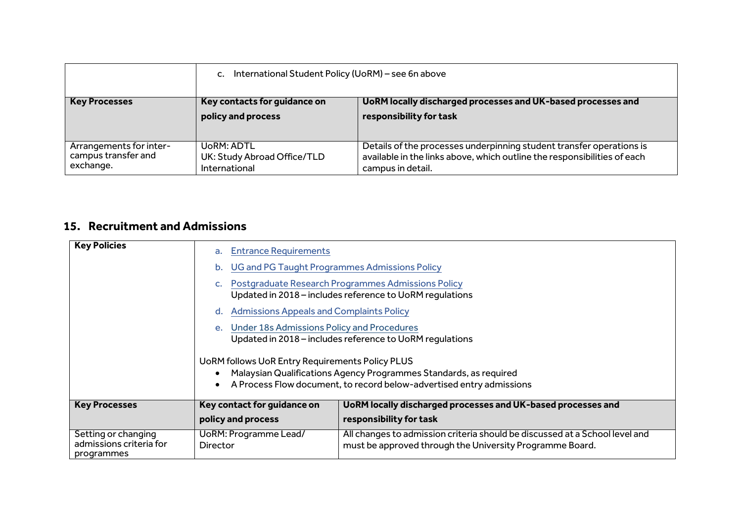|  | c. International Student Policy (UoRM) – see 6n above |  |
|---|---|---|
| **Key Processes** | **Key contacts for guidance on policy and process** | **UoRM locally discharged processes and UK-based processes and responsibility for task** |
| Arrangements for inter-campus transfer and exchange. | UoRM: ADTL<br>UK: Study Abroad Office/TLD International | Details of the processes underpinning student transfer operations is available in the links above, which outline the responsibilities of each campus in detail. |

## 15. Recruitment and Admissions

| **Key Policies** | a. Entrance Requirements<br>b. UG and PG Taught Programmes Admissions Policy<br>c. Postgraduate Research Programmes Admissions Policy<br>Updated in 2018 – includes reference to UoRM regulations<br>d. Admissions Appeals and Complaints Policy<br>e. Under 18s Admissions Policy and Procedures<br>Updated in 2018 – includes reference to UoRM regulations<br><br>UoRM follows UoR Entry Requirements Policy PLUS<br>• Malaysian Qualifications Agency Programmes Standards, as required<br>• A Process Flow document, to record below-advertised entry admissions |  |
|---|---|---|
| **Key Processes** | **Key contact for guidance on policy and process** | **UoRM locally discharged processes and UK-based processes and responsibility for task** |
| Setting or changing admissions criteria for programmes | UoRM: Programme Lead/ Director | All changes to admission criteria should be discussed at a School level and must be approved through the University Programme Board. |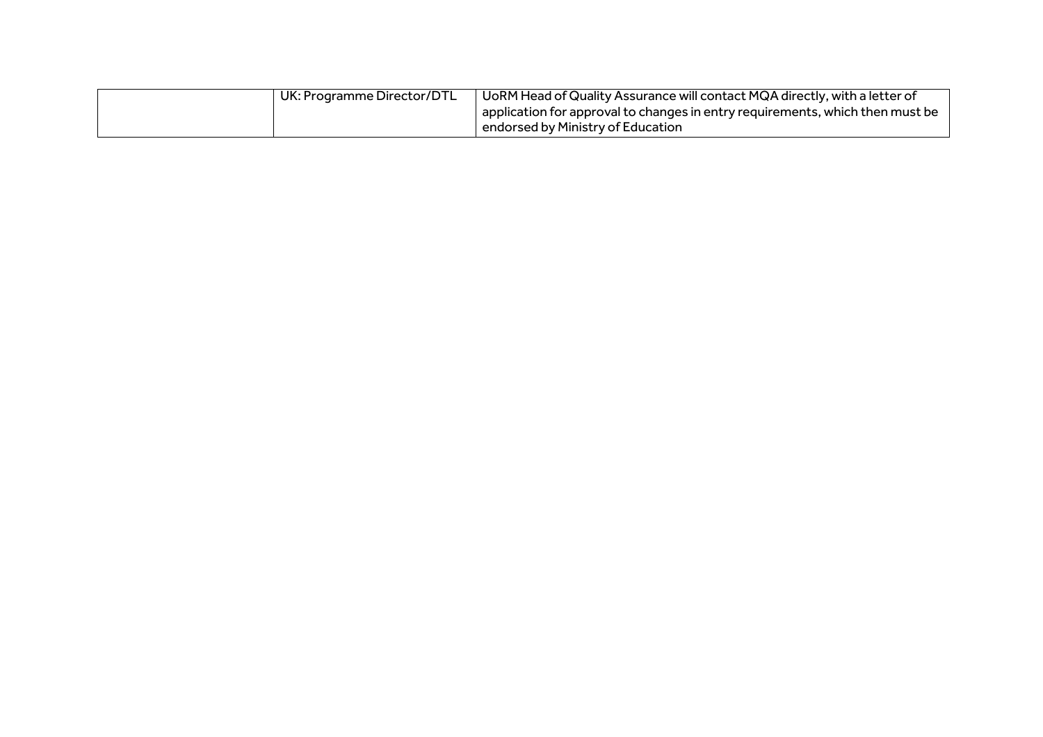|  | UK: Programme Director/DTL | UoRM Head of Quality Assurance will contact MQA directly, with a letter of application for approval to changes in entry requirements, which then must be endorsed by Ministry of Education |
| --- | --- | --- |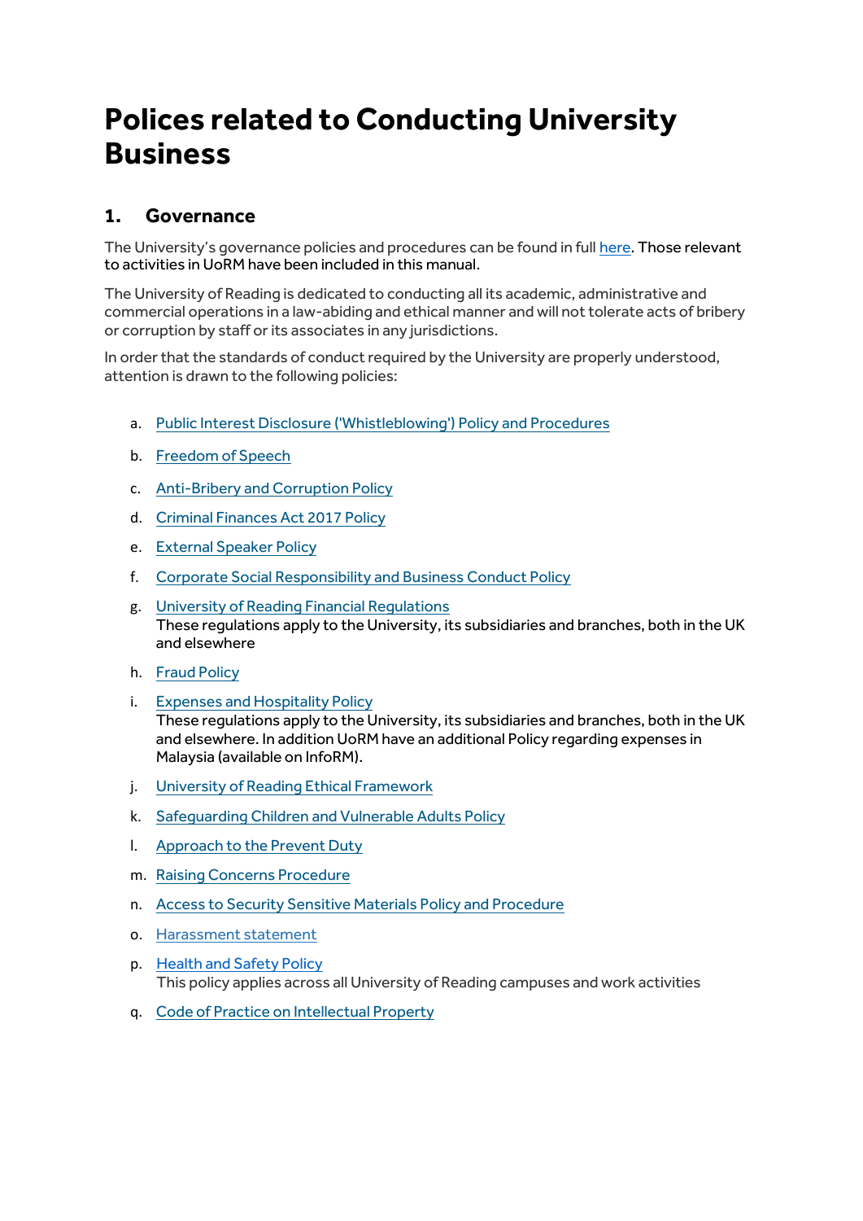# Polices related to Conducting University Business

## 1. Governance

The University's governance policies and procedures can be found in full here. Those relevant to activities in UoRM have been included in this manual.

The University of Reading is dedicated to conducting all its academic, administrative and commercial operations in a law-abiding and ethical manner and will not tolerate acts of bribery or corruption by staff or its associates in any jurisdictions.

In order that the standards of conduct required by the University are properly understood, attention is drawn to the following policies:

a. Public Interest Disclosure ('Whistleblowing') Policy and Procedures

b. Freedom of Speech

c. Anti-Bribery and Corruption Policy

d. Criminal Finances Act 2017 Policy

e. External Speaker Policy

f. Corporate Social Responsibility and Business Conduct Policy

g. University of Reading Financial Regulations
These regulations apply to the University, its subsidiaries and branches, both in the UK and elsewhere

h. Fraud Policy

i. Expenses and Hospitality Policy
These regulations apply to the University, its subsidiaries and branches, both in the UK and elsewhere. In addition UoRM have an additional Policy regarding expenses in Malaysia (available on InfoRM).

j. University of Reading Ethical Framework

k. Safeguarding Children and Vulnerable Adults Policy

l. Approach to the Prevent Duty

m. Raising Concerns Procedure

n. Access to Security Sensitive Materials Policy and Procedure

o. Harassment statement

p. Health and Safety Policy
This policy applies across all University of Reading campuses and work activities

q. Code of Practice on Intellectual Property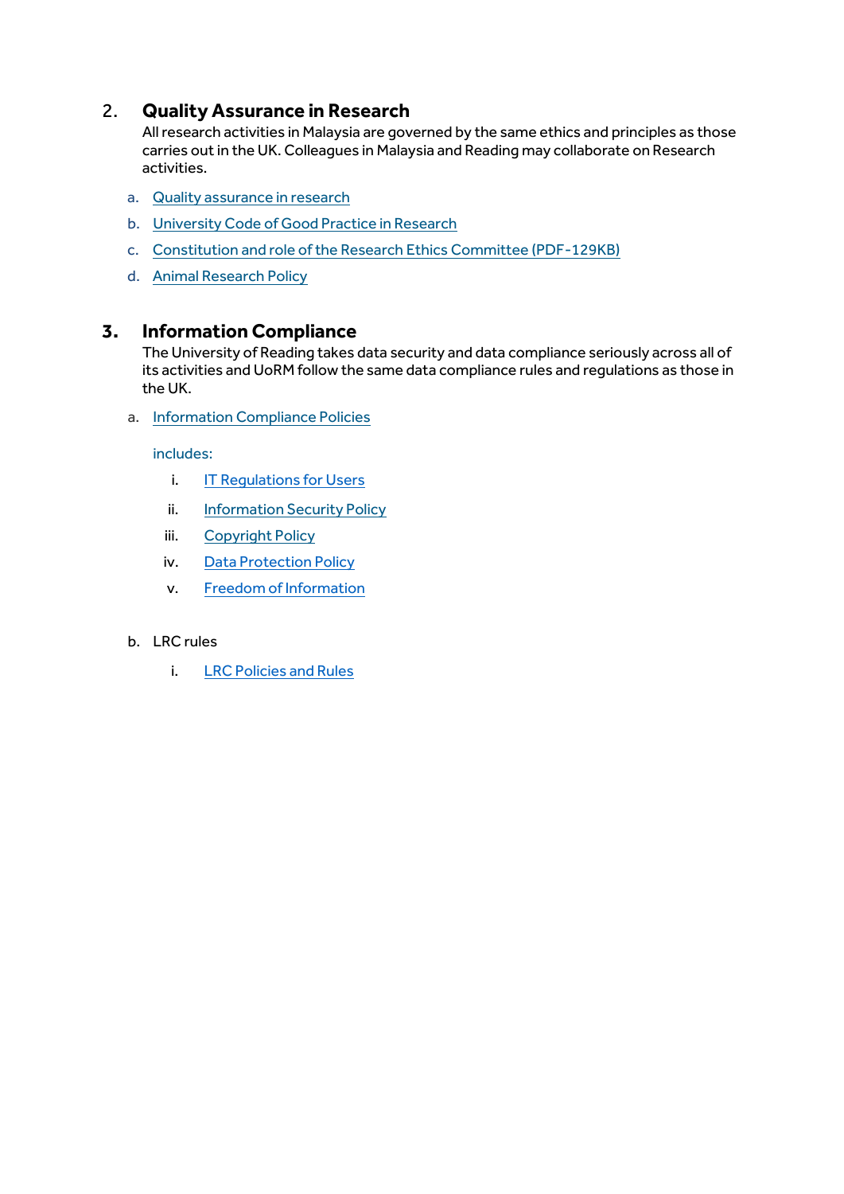## 2. Quality Assurance in Research

All research activities in Malaysia are governed by the same ethics and principles as those carries out in the UK. Colleagues in Malaysia and Reading may collaborate on Research activities.

a. Quality assurance in research
b. University Code of Good Practice in Research
c. Constitution and role of the Research Ethics Committee (PDF-129KB)
d. Animal Research Policy

## 3. Information Compliance

The University of Reading takes data security and data compliance seriously across all of its activities and UoRM follow the same data compliance rules and regulations as those in the UK.

a. Information Compliance Policies

   includes:

   i. IT Regulations for Users
   ii. Information Security Policy
   iii. Copyright Policy
   iv. Data Protection Policy
   v. Freedom of Information

b. LRC rules

   i. LRC Policies and Rules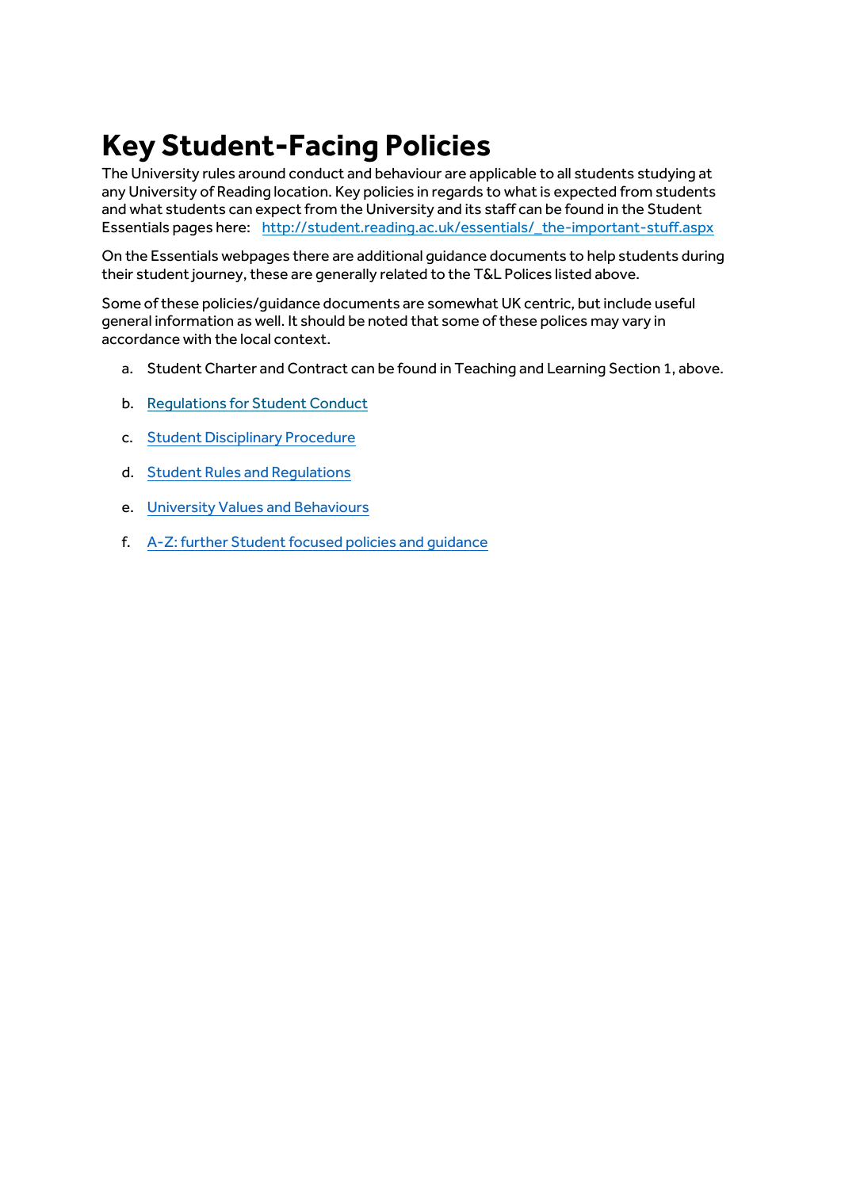# Key Student-Facing Policies

The University rules around conduct and behaviour are applicable to all students studying at any University of Reading location. Key policies in regards to what is expected from students and what students can expect from the University and its staff can be found in the Student Essentials pages here: [http://student.reading.ac.uk/essentials/_the-important-stuff.aspx](http://student.reading.ac.uk/essentials/_the-important-stuff.aspx)

On the Essentials webpages there are additional guidance documents to help students during their student journey, these are generally related to the T&L Polices listed above.

Some of these policies/guidance documents are somewhat UK centric, but include useful general information as well. It should be noted that some of these polices may vary in accordance with the local context.

a. Student Charter and Contract can be found in Teaching and Learning Section 1, above.

b. Regulations for Student Conduct

c. Student Disciplinary Procedure

d. Student Rules and Regulations

e. University Values and Behaviours

f. A-Z: further Student focused policies and guidance